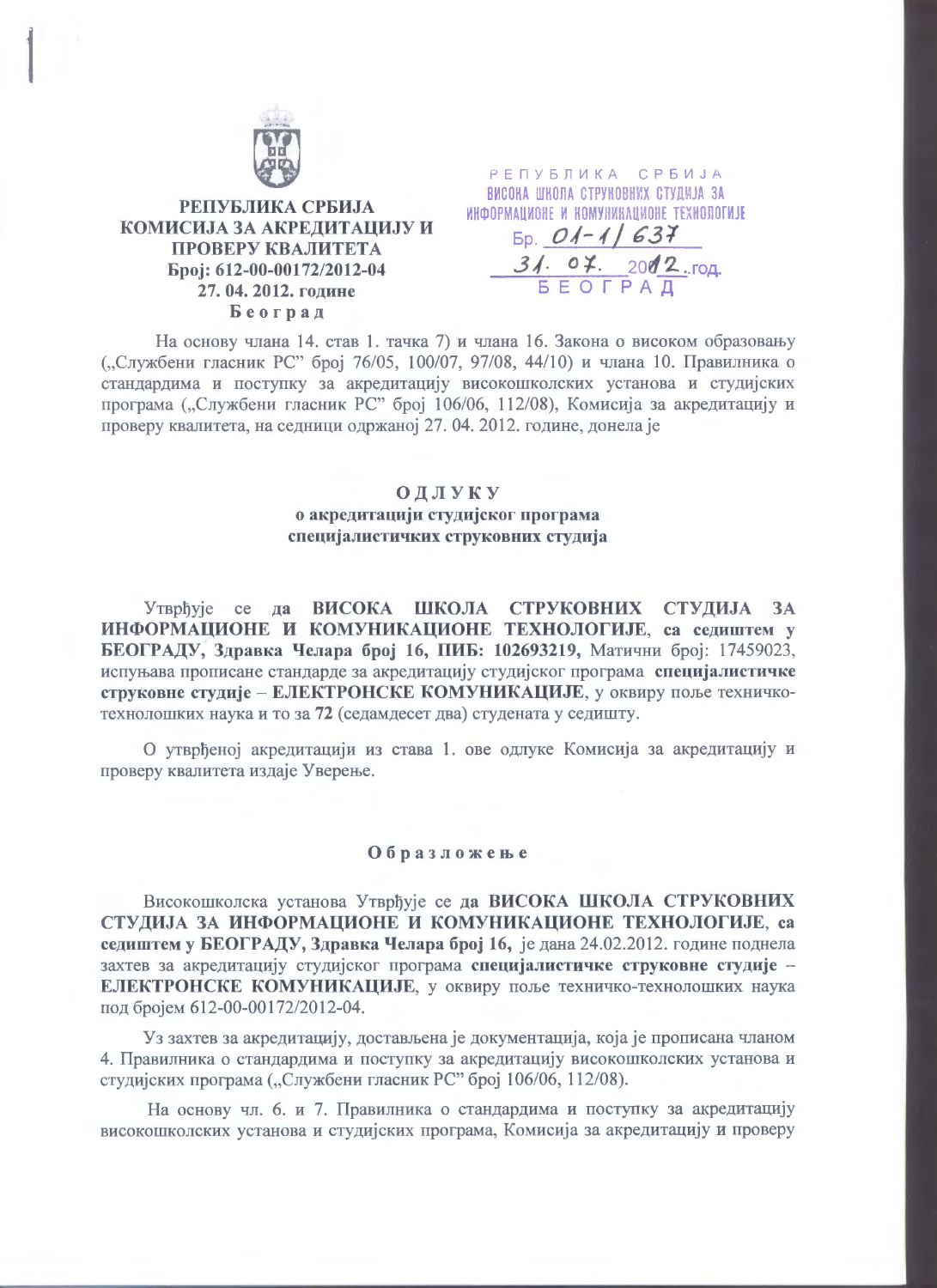**РЕПУБЛИКА СРБИЈА**
**КОМИСИЈА ЗА АКРЕДИТАЦИЈУ И ПРОВЕРУ КВАЛИТЕТА**
**Број: 612-00-00172/2012-04**
**27. 04. 2012. године**
**Београд**

РЕПУБЛИКА СРБИЈА
ВИСОКА ШКОЛА СТРУКОВНИХ СТУДИЈА ЗА ИНФОРМАЦИОНЕ И КОМУНИКАЦИОНЕ ТЕХНОЛОГИЈЕ
Бр. 01-1/637
31. 07. 2012. год.
БЕОГРАД

На основу члана 14. став 1. тачка 7) и члана 16. Закона о високом образовању („Службени гласник РС" број 76/05, 100/07, 97/08, 44/10) и члана 10. Правилника о стандардима и поступку за акредитацију високошколских установа и студијских програма („Службени гласник РС" број 106/06, 112/08), Комисија за акредитацију и проверу квалитета, на седници одржаној 27. 04. 2012. године, донела је

## ОДЛУКУ
### о акредитацији студијског програма специјалистичких струковних студија

Утврђује се **да ВИСОКА ШКОЛА СТРУКОВНИХ СТУДИЈА ЗА ИНФОРМАЦИОНЕ И КОМУНИКАЦИОНЕ ТЕХНОЛОГИЈЕ, са седиштем у БЕОГРАДУ, Здравка Челара број 16, ПИБ: 102693219,** Матични број: 17459023, испуњава прописане стандарде за акредитацију студијског програма **специјалистичке струковне студије – ЕЛЕКТРОНСКЕ КОМУНИКАЦИЈЕ**, у оквиру поље техничко-технолошких наука и то за **72** (седамдесет два) студената у седишту.

О утврђеној акредитацији из става 1. ове одлуке Комисија за акредитацију и проверу квалитета издаје Уверење.

### Образложење

Високошколска установа Утврђује се **да ВИСОКА ШКОЛА СТРУКОВНИХ СТУДИЈА ЗА ИНФОРМАЦИОНЕ И КОМУНИКАЦИОНЕ ТЕХНОЛОГИЈЕ, са седиштем у БЕОГРАДУ, Здравка Челара број 16,** је дана 24.02.2012. године поднела захтев за акредитацију студијског програма **специјалистичке струковне студије – ЕЛЕКТРОНСКЕ КОМУНИКАЦИЈЕ**, у оквиру поље техничко-технолошких наука под бројем 612-00-00172/2012-04.

Уз захтев за акредитацију, достављена је документација, која је прописана чланом 4. Правилника о стандардима и поступку за акредитацију високошколских установа и студијских програма („Службени гласник РС" број 106/06, 112/08).

На основу чл. 6. и 7. Правилника о стандардима и поступку за акредитацију високошколских установа и студијских програма, Комисија за акредитацију и проверу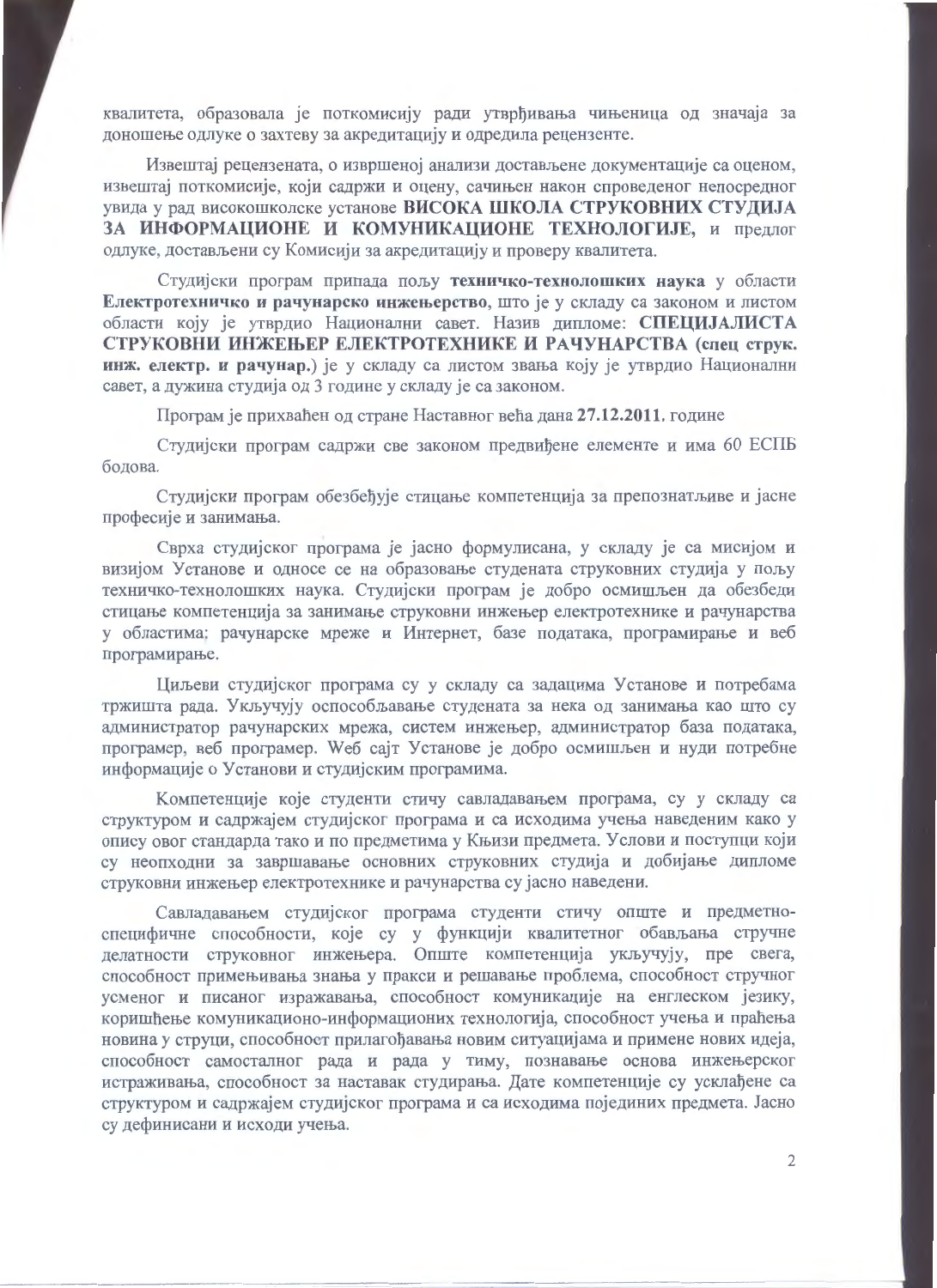квалитета, образовала је поткомисију ради утврђивања чињеница од значаја за доношење одлуке о захтеву за акредитацију и одредила рецензенте.

Извештај рецензената, о извршеној анализи достављене документације са оценом, извештај поткомисије, који садржи и оцену, сачињен након спроведеног непосредног увида у рад високошколске установе **ВИСОКА ШКОЛА СТРУКОВНИХ СТУДИЈА ЗА ИНФОРМАЦИОНЕ И КОМУНИКАЦИОНЕ ТЕХНОЛОГИЈЕ,** и предлог одлуке, достављени су Комисији за акредитацију и проверу квалитета.

Студијски програм припада пољу **техничко-технолошких наука** у области **Електротехничко и рачунарско инжењерство**, што је у складу са законом и листом области коју је утврдио Национални савет. Назив дипломе: **СПЕЦИЈАЛИСТА СТРУКОВНИ ИНЖЕЊЕР ЕЛЕКТРОТЕХНИКЕ И РАЧУНАРСТВА (спец струк. инж. електр. и рачунар.)** је у складу са листом звања коју је утврдио Национални савет, а дужина студија од 3 године у складу је са законом.

Програм је прихваћен од стране Наставног већа дана **27.12.2011.** године

Студијски програм садржи све законом предвиђене елементе и има 60 ЕСПБ бодова.

Студијски програм обезбеђује стицање компетенција за препознатљиве и јасне професије и занимања.

Сврха студијског програма је јасно формулисана, у складу је са мисијом и визијом Установе и односе се на образовање студената струковних студија у пољу техничко-технолошких наука. Студијски програм је добро осмишљен да обезбеди стицање компетенција за занимање струковни инжењер електротехнике и рачунарства у областима: рачунарске мреже и Интернет, базе података, програмирање и веб програмирање.

Циљеви студијског програма су у складу са задацима Установе и потребама тржишта рада. Укључују оспособљавање студената за нека од занимања као што су администратор рачунарских мрежа, систем инжењер, администратор база података, програмер, веб програмер. Web сајт Установе је добро осмишљен и нуди потребне информације о Установи и студијским програмима.

Компетенције које студенти стичу савладавањем програма, су у складу са структуром и садржајем студијског програма и са исходима учења наведеним како у опису овог стандарда тако и по предметима у Књизи предмета. Услови и поступци који су неопходни за завршавање основних струковних студија и добијање дипломе струковни инжењер електротехнике и рачунарства су јасно наведени.

Савладавањем студијског програма студенти стичу опште и предметно-специфичне способности, које су у функцији квалитетног обављања стручне делатности струковног инжењера. Опште компетенција укључују, пре свега, способност примењивања знања у пракси и решавање проблема, способност стручног усменог и писаног изражавања, способност комуникације на енглеском језику, коришћење комуникационо-информационих технологија, способност учења и праћења новина у струци, способност прилагођавања новим ситуацијама и примене нових идеја, способност самосталног рада и рада у тиму, познавање основа инжењерског истраживања, способност за наставак студирања. Дате компетенције су усклађене са структуром и садржајем студијског програма и са исходима појединих предмета. Јасно су дефинисани и исходи учења.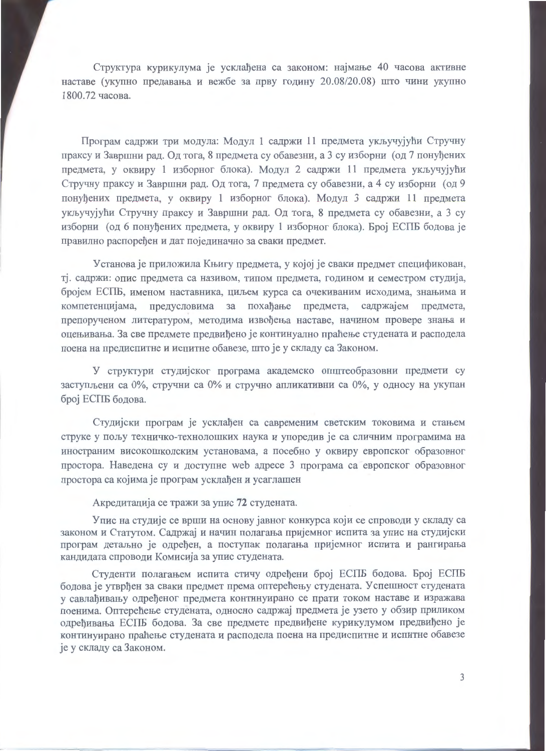Структура курикулума је усклађена са законом: најмање 40 часова активне наставе (укупно предавања и вежбе за прву годину 20.08/20.08) што чини укупно 1800.72 часова.

Програм садржи три модула: Модул 1 садржи 11 предмета укључујући Стручну праксу и Завршни рад. Од тога, 8 предмета су обавезни, а 3 су изборни (од 7 понуђених предмета, у оквиру 1 изборног блока). Модул 2 садржи 11 предмета укључујући Стручну праксу и Завршни рад. Од тога, 7 предмета су обавезни, а 4 су изборни (од 9 понуђених предмета, у оквиру 1 изборног блока). Модул 3 садржи 11 предмета укључујући Стручну праксу и Завршни рад. Од тога, 8 предмета су обавезни, а 3 су изборни (од 6 понуђених предмета, у оквиру 1 изборног блока). Број ЕСПБ бодова је правилно распоређен и дат појединачно за сваки предмет.

Установа је приложила Књигу предмета, у којој је сваки предмет спецификован, тј. садржи: опис предмета са називом, типом предмета, годином и семестром студија, бројем ЕСПБ, именом наставника, циљем курса са очекиваним исходима, знањима и компетенцијама, предусловима за похађање предмета, садржајем предмета, препорученом литературом, методима извођења наставе, начином провере знања и оцењивања. За све предмете предвиђено је континуално праћење студената и расподела поена на предиспитне и испитне обавезе, што је у складу са Законом.

У структури студијског програма академско општеобразовни предмети су заступљени са 0%, стручни са 0% и стручно апликативни са 0%, у односу на укупан број ЕСПБ бодова.

Студијски програм је усклађен са савременим светским токовима и стањем струке у пољу техничко-технолошких наука и упоредив је са сличним програмима на иностраним високошколским установама, а посебно у оквиру европског образовног простора. Наведена су и доступне web адресе 3 програма са европског образовног простора са којима је програм усклађен и усаглашен

Акредитација се тражи за упис **72** студената.

Упис на студије се врши на основу јавног конкурса који се спроводи у складу са законом и Статутом. Садржај и начин полагања пријемног испита за упис на студијски програм детаљно је одређен, а поступак полагања пријемног испита и рангирања кандидата спроводи Комисија за упис студената.

Студенти полагањем испита стичу одређени број ЕСПБ бодова. Број ЕСПБ бодова је утврђен за сваки предмет према оптерећењу студената. Успешност студената у савлађивању одређеног предмета континуирано се прати током наставе и изражава поенима. Оптерећење студената, односно садржај предмета је узето у обзир приликом одређивања ЕСПБ бодова. За све предмете предвиђене курикулумом предвиђено је континуирано праћење студената и расподела поена на предиспитне и испитне обавезе је у складу са Законом.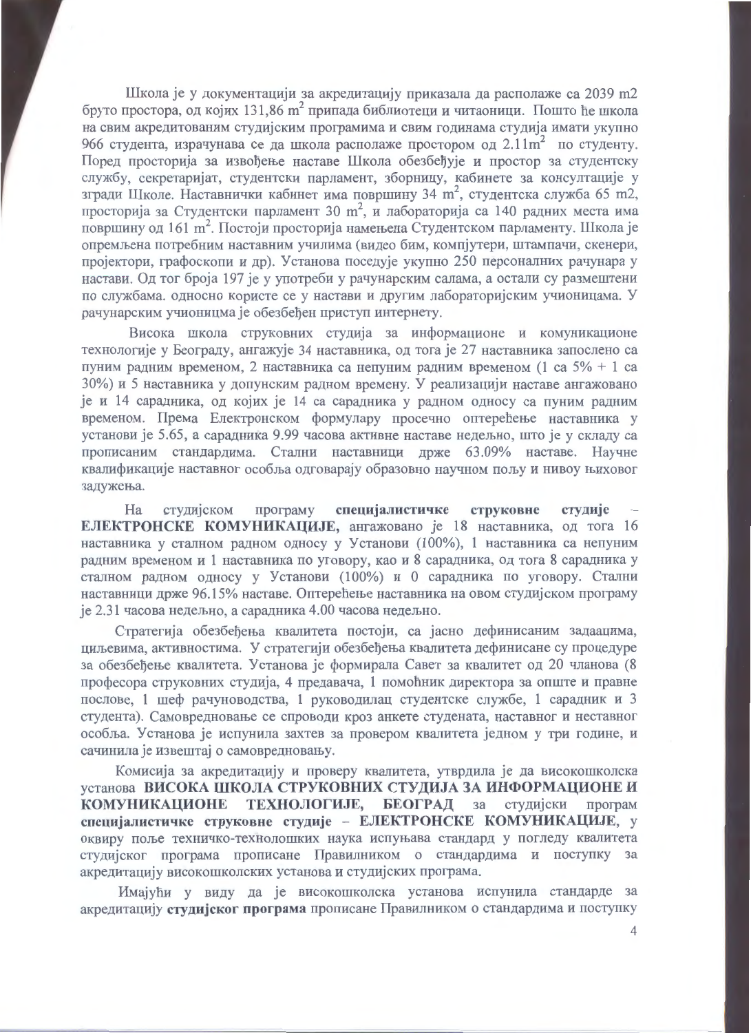Школа је у документацији за акредитацију приказала да располаже са 2039 m2 бруто простора, од којих 131,86 $m^2$ припада библиотеци и читаоници. Пошто ће школа на свим акредитованим студијским програмима и свим годинама студија имати укупно 966 студента, израчунава се да школа располаже простором од 2.11$m^2$ по студенту. Поред просторија за извођење наставе Школа обезбеђује и простор за студентску службу, секретаријат, студентски парламент, зборницу, кабинете за консултације у згради Школе. Наставнички кабинет има површину 34 $m^2$, студентска служба 65 m2, просторија за Студентски парламент 30 $m^2$, и лабораторија са 140 радних места има површину од 161 $m^2$. Постоји просторија намењена Студентском парламенту. Школа је опремљена потребним наставним училима (видео бим, компјутери, штампачи, скенери, пројектори, графоскопи и др). Установа поседује укупно 250 персоналних рачунара у настави. Од тог броја 197 је у употреби у рачунарским салама, а остали су размештени по службама. односно користе се у настави и другим лабораторијским учионицама. У рачунарским учионицма је обезбеђен приступ интернету.

Висока школа струковних студија за информационе и комуникационе технологије у Београду, ангажује 34 наставника, од тога је 27 наставника запослено са пуним радним временом, 2 наставника са непуним радним временом (1 са 5% + 1 са 30%) и 5 наставника у допунским радном времену. У реализацији наставе ангажовано је и 14 сарадника, од којих је 14 са сарадника у радном односу са пуним радним временом. Према Електронском формулару просечно оптерећење наставника у установи је 5.65, а сарадника 9.99 часова активне наставе недељно, што је у складу са прописаним стандардима. Стални наставници држе 63.09% наставе. Научне квалификације наставног особља одговарају образовно научном пољу и нивоу њиховог задужења.

На студијском програму **специјалистичке струковне студије – ЕЛЕКТРОНСКЕ КОМУНИКАЦИЈЕ,** ангажовано је 18 наставника, од тога 16 наставника у сталном радном односу у Установи (100%), 1 наставника са непуним радним временом и 1 наставника по уговору, као и 8 сарадника, од тога 8 сарадника у сталном радном односу у Установи (100%) и 0 сарадника по уговору. Стални наставници држе 96.15% наставе. Оптерећење наставника на овом студијском програму је 2.31 часова недељно, а сарадника 4.00 часова недељно.

Стратегија обезбеђења квалитета постоји, са јасно дефинисаним задаацима, циљевима, активностима. У стратегији обезбеђења квалитета дефинисане су процедуре за обезбеђење квалитета. Установа је формирала Савет за квалитет од 20 чланова (8 професора струковних студија, 4 предавача, 1 помоћник директора за опште и правне послове, 1 шеф рачуноводства, 1 руководилац студентске службе, 1 сарадник и 3 студента). Самовредновање се спроводи кроз анкете студената, наставног и нестaвног особља. Установа је испунила захтев за провером квалитета једном у три године, и сачинила је извештај о самовредновању.

Комисија за акредитацију и проверу квалитета, утврдила је да високошколска установа **ВИСОКА ШКОЛА СТРУКОВНИХ СТУДИЈА ЗА ИНФОРМАЦИОНЕ И КОМУНИКАЦИОНЕ ТЕХНОЛОГИЈЕ, БЕОГРАД** за студијски програм **специјалистичке струковне студије – ЕЛЕКТРОНСКЕ КОМУНИКАЦИЈЕ**, у оквиру поље техничко-технолошких наука испуњава стандард у погледу квалитета студијског програма прописане Правилником о стандардима и поступку за акредитацију високошколских установа и студијских програма.

Имајући у виду да је високошколска установа испунила стандарде за акредитацију **студијског програма** прописане Правилником о стандардима и поступку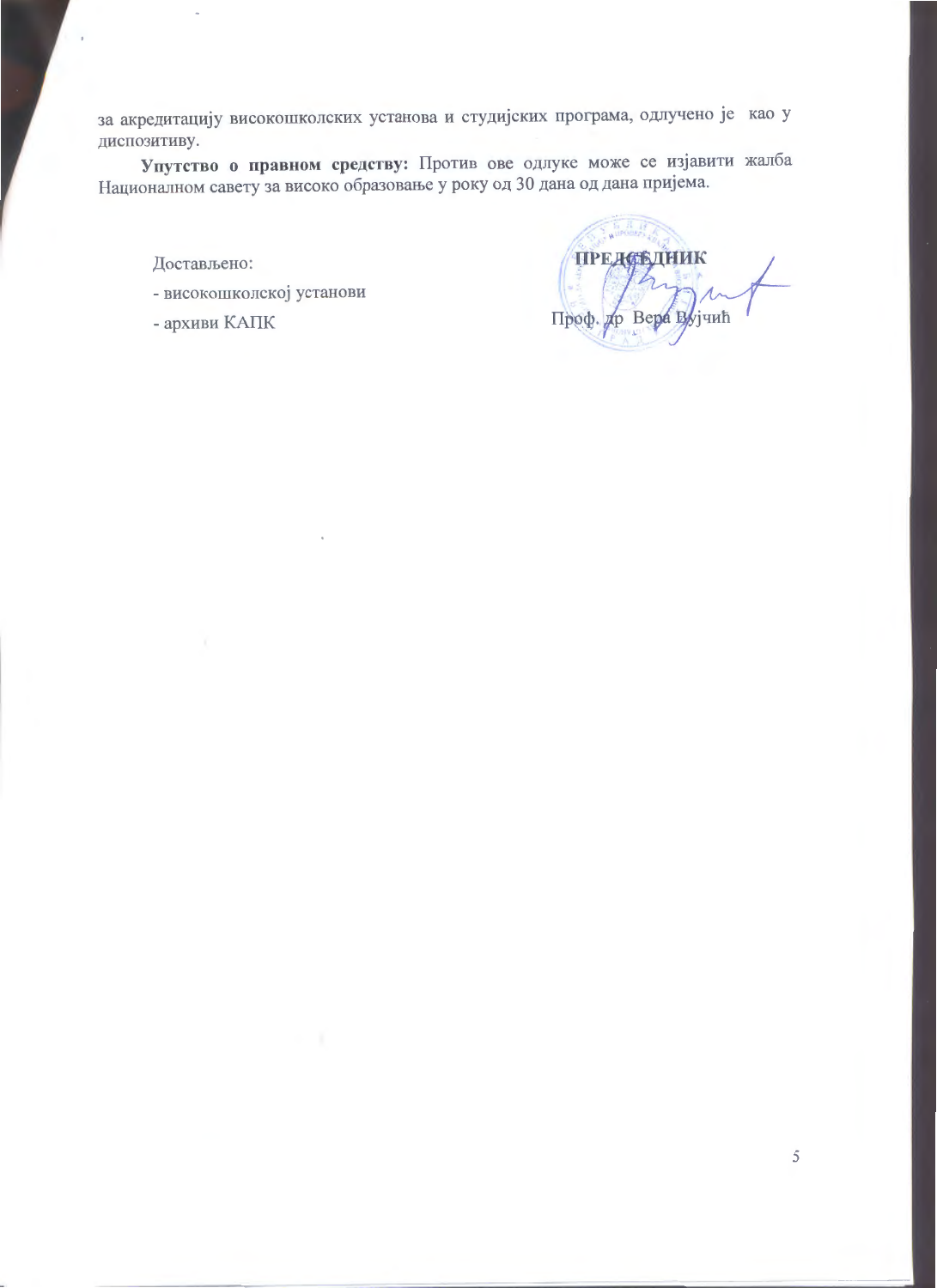за акредитацију високошколских установа и студијских програма, одлучено је као у диспозитиву.

**Упутство о правном средству:** Против ове одлуке може се изјавити жалба Националном савету за високо образовање у року од 30 дана од дана пријема.

Достављено:

- високошколској установи
- архиви КАПК

**ПРЕДСЕДНИК**

Проф. др Вера Вујчић